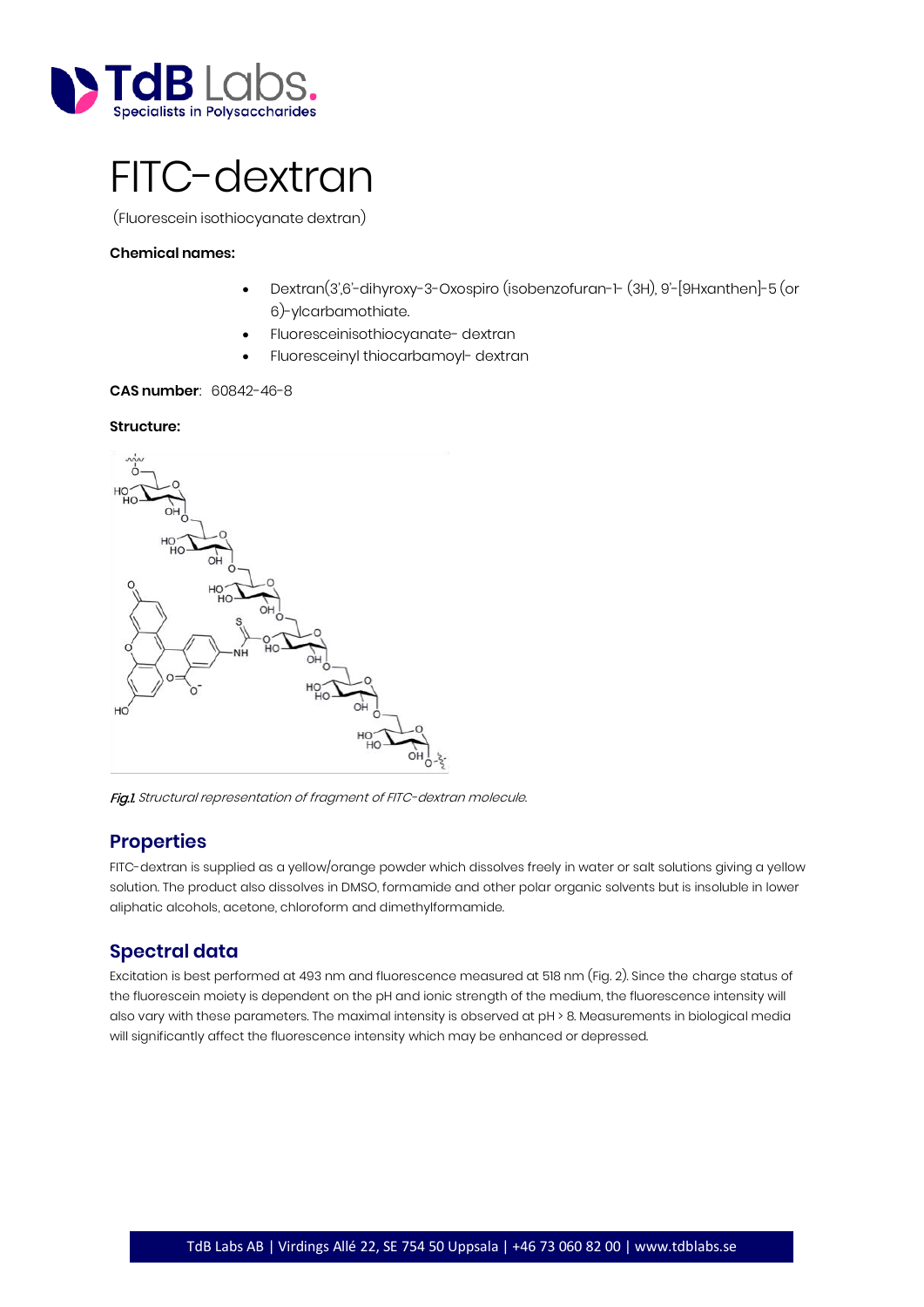# FITC-dextran

(Fluorescein isothiocyanate dextran)

**Chemical names:**

- Dextran(3',6'-dihyroxy-3-Oxospiro (isobenzofuran-1- (3H), 9'-[9Hxanthen]-5 (or 6)-ylcarbamothiate.
- Fluoresceinisothiocyanate- dextran
- Fluoresceinyl thiocarbamoyl- dextran

**CAS number**: 60842-46-8

**Structure:**

*Fig.1. Structural representation of fragment of FITC-dextran molecule.*

## Properties

FITC-dextran is supplied as a yellow/orange powder which dissolves freely in water or salt solutions giving a yellow solution. The product also dissolves in DMSO, formamide and other polar organic solvents but is insoluble in lower aliphatic alcohols, acetone, chloroform and dimethylformamide.

## Spectral data

Excitation is best performed at 493 nm and fluorescence measured at 518 nm (Fig. 2). Since the charge status of the fluorescein moiety is dependent on the pH and ionic strength of the medium, the fluorescence intensity will also vary with these parameters. The maximal intensity is observed at pH > 8. Measurements in biological media will significantly affect the fluorescence intensity which may be enhanced or depressed.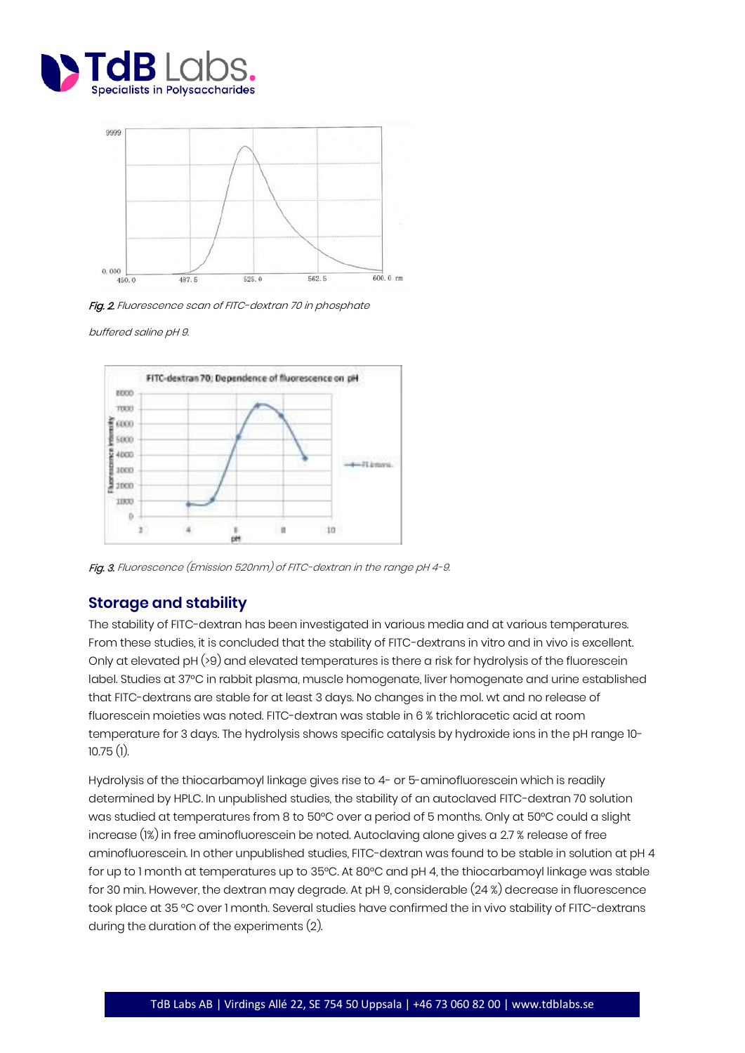*Fig. 2.* *Fluorescence scan of FITC-dextran 70 in phosphate buffered saline pH 9.*

*Fig. 3.* *Fluorescence (Emission 520nm) of FITC-dextran in the range pH 4-9.*

## Storage and stability

The stability of FITC-dextran has been investigated in various media and at various temperatures. From these studies, it is concluded that the stability of FITC-dextrans in vitro and in vivo is excellent. Only at elevated pH (>9) and elevated temperatures is there a risk for hydrolysis of the fluorescein label. Studies at 37°C in rabbit plasma, muscle homogenate, liver homogenate and urine established that FITC-dextrans are stable for at least 3 days. No changes in the mol. wt and no release of fluorescein moieties was noted. FITC-dextran was stable in 6 % trichloracetic acid at room temperature for 3 days. The hydrolysis shows specific catalysis by hydroxide ions in the pH range 10-10.75 (1).

Hydrolysis of the thiocarbamoyl linkage gives rise to 4- or 5-aminofluorescein which is readily determined by HPLC. In unpublished studies, the stability of an autoclaved FITC-dextran 70 solution was studied at temperatures from 8 to 50°C over a period of 5 months. Only at 50°C could a slight increase (1%) in free aminofluorescein be noted. Autoclaving alone gives a 2.7 % release of free aminofluorescein. In other unpublished studies, FITC-dextran was found to be stable in solution at pH 4 for up to 1 month at temperatures up to 35°C. At 80°C and pH 4, the thiocarbamoyl linkage was stable for 30 min. However, the dextran may degrade. At pH 9, considerable (24 %) decrease in fluorescence took place at 35 °C over 1 month. Several studies have confirmed the in vivo stability of FITC-dextrans during the duration of the experiments (2).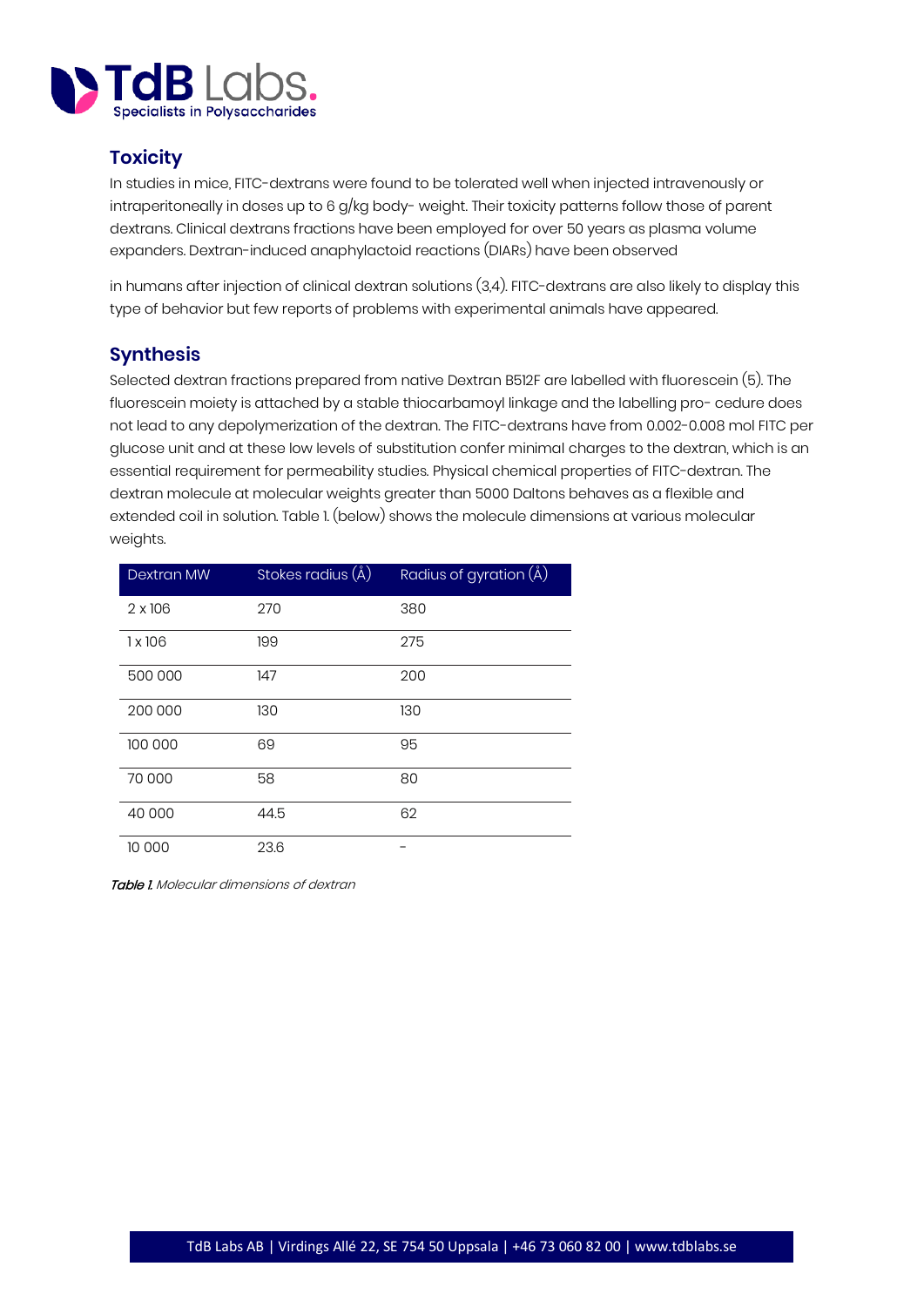## Toxicity

In studies in mice, FITC-dextrans were found to be tolerated well when injected intravenously or intraperitoneally in doses up to 6 g/kg body- weight. Their toxicity patterns follow those of parent dextrans. Clinical dextrans fractions have been employed for over 50 years as plasma volume expanders. Dextran-induced anaphylactoid reactions (DIARs) have been observed

in humans after injection of clinical dextran solutions (3,4). FITC-dextrans are also likely to display this type of behavior but few reports of problems with experimental animals have appeared.

## Synthesis

Selected dextran fractions prepared from native Dextran B512F are labelled with fluorescein (5). The fluorescein moiety is attached by a stable thiocarbamoyl linkage and the labelling pro- cedure does not lead to any depolymerization of the dextran. The FITC-dextrans have from 0.002-0.008 mol FITC per glucose unit and at these low levels of substitution confer minimal charges to the dextran, which is an essential requirement for permeability studies. Physical chemical properties of FITC-dextran. The dextran molecule at molecular weights greater than 5000 Daltons behaves as a flexible and extended coil in solution. Table 1. (below) shows the molecule dimensions at various molecular weights.

| Dextran MW | Stokes radius (Å) | Radius of gyration (Å) |
|---|---|---|
| 2 x 106 | 270 | 380 |
| 1 x 106 | 199 | 275 |
| 500 000 | 147 | 200 |
| 200 000 | 130 | 130 |
| 100 000 | 69 | 95 |
| 70 000 | 58 | 80 |
| 40 000 | 44.5 | 62 |
| 10 000 | 23.6 | - |

***Table 1.*** *Molecular dimensions of dextran*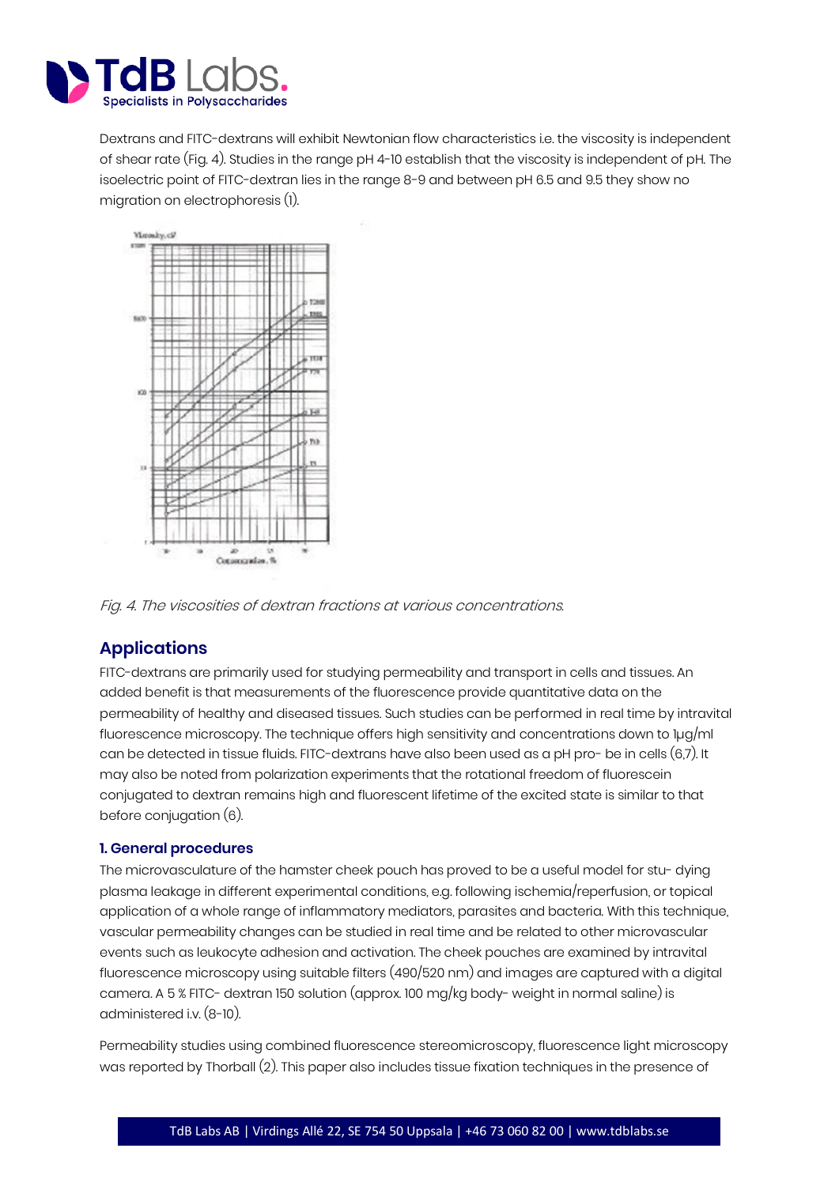Dextrans and FITC-dextrans will exhibit Newtonian flow characteristics i.e. the viscosity is independent of shear rate (Fig. 4). Studies in the range pH 4-10 establish that the viscosity is independent of pH. The isoelectric point of FITC-dextran lies in the range 8-9 and between pH 6.5 and 9.5 they show no migration on electrophoresis (1).

*Fig. 4. The viscosities of dextran fractions at various concentrations.*

## Applications

FITC-dextrans are primarily used for studying permeability and transport in cells and tissues. An added benefit is that measurements of the fluorescence provide quantitative data on the permeability of healthy and diseased tissues. Such studies can be performed in real time by intravital fluorescence microscopy. The technique offers high sensitivity and concentrations down to 1µg/ml can be detected in tissue fluids. FITC-dextrans have also been used as a pH pro- be in cells (6,7). It may also be noted from polarization experiments that the rotational freedom of fluorescein conjugated to dextran remains high and fluorescent lifetime of the excited state is similar to that before conjugation (6).

### 1. General procedures

The microvasculature of the hamster cheek pouch has proved to be a useful model for stu- dying plasma leakage in different experimental conditions, e.g. following ischemia/reperfusion, or topical application of a whole range of inflammatory mediators, parasites and bacteria. With this technique, vascular permeability changes can be studied in real time and be related to other microvascular events such as leukocyte adhesion and activation. The cheek pouches are examined by intravital fluorescence microscopy using suitable filters (490/520 nm) and images are captured with a digital camera. A 5 % FITC- dextran 150 solution (approx. 100 mg/kg body- weight in normal saline) is administered i.v. (8-10).

Permeability studies using combined fluorescence stereomicroscopy, fluorescence light microscopy was reported by Thorball (2). This paper also includes tissue fixation techniques in the presence of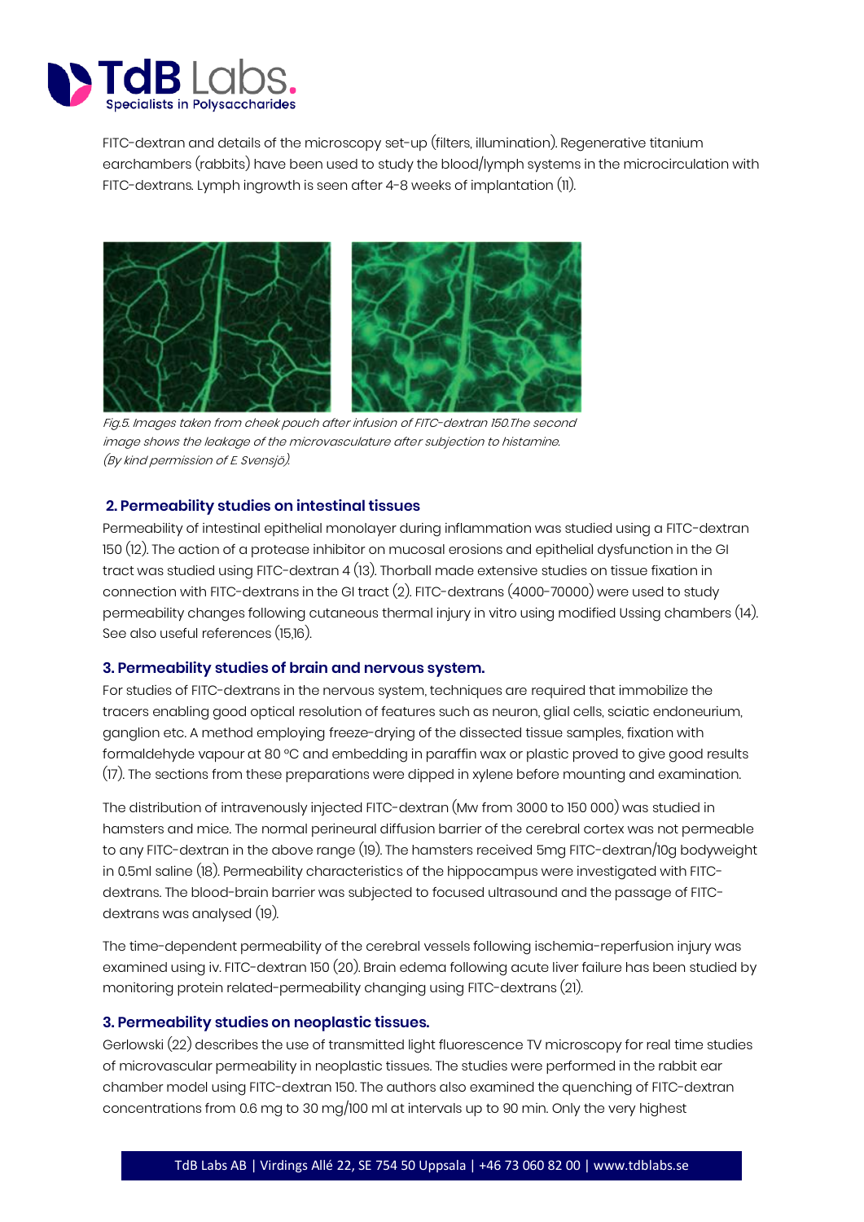FITC-dextran and details of the microscopy set-up (filters, illumination). Regenerative titanium earchambers (rabbits) have been used to study the blood/lymph systems in the microcirculation with FITC-dextrans. Lymph ingrowth is seen after 4-8 weeks of implantation (11).

*Fig.5. Images taken from cheek pouch after infusion of FITC-dextran 150.The second image shows the leakage of the microvasculature after subjection to histamine. (By kind permission of E. Svensjö).*

### 2. Permeability studies on intestinal tissues

Permeability of intestinal epithelial monolayer during inflammation was studied using a FITC-dextran 150 (12). The action of a protease inhibitor on mucosal erosions and epithelial dysfunction in the GI tract was studied using FITC-dextran 4 (13). Thorball made extensive studies on tissue fixation in connection with FITC-dextrans in the GI tract (2). FITC-dextrans (4000-70000) were used to study permeability changes following cutaneous thermal injury in vitro using modified Ussing chambers (14). See also useful references (15,16).

### 3. Permeability studies of brain and nervous system.

For studies of FITC-dextrans in the nervous system, techniques are required that immobilize the tracers enabling good optical resolution of features such as neuron, glial cells, sciatic endoneurium, ganglion etc. A method employing freeze-drying of the dissected tissue samples, fixation with formaldehyde vapour at 80 °C and embedding in paraffin wax or plastic proved to give good results (17). The sections from these preparations were dipped in xylene before mounting and examination.

The distribution of intravenously injected FITC-dextran (Mw from 3000 to 150 000) was studied in hamsters and mice. The normal perineural diffusion barrier of the cerebral cortex was not permeable to any FITC-dextran in the above range (19). The hamsters received 5mg FITC-dextran/10g bodyweight in 0.5ml saline (18). Permeability characteristics of the hippocampus were investigated with FITC-dextrans. The blood-brain barrier was subjected to focused ultrasound and the passage of FITC-dextrans was analysed (19).

The time-dependent permeability of the cerebral vessels following ischemia-reperfusion injury was examined using iv. FITC-dextran 150 (20). Brain edema following acute liver failure has been studied by monitoring protein related-permeability changing using FITC-dextrans (21).

### 3. Permeability studies on neoplastic tissues.

Gerlowski (22) describes the use of transmitted light fluorescence TV microscopy for real time studies of microvascular permeability in neoplastic tissues. The studies were performed in the rabbit ear chamber model using FITC-dextran 150. The authors also examined the quenching of FITC-dextran concentrations from 0.6 mg to 30 mg/100 ml at intervals up to 90 min. Only the very highest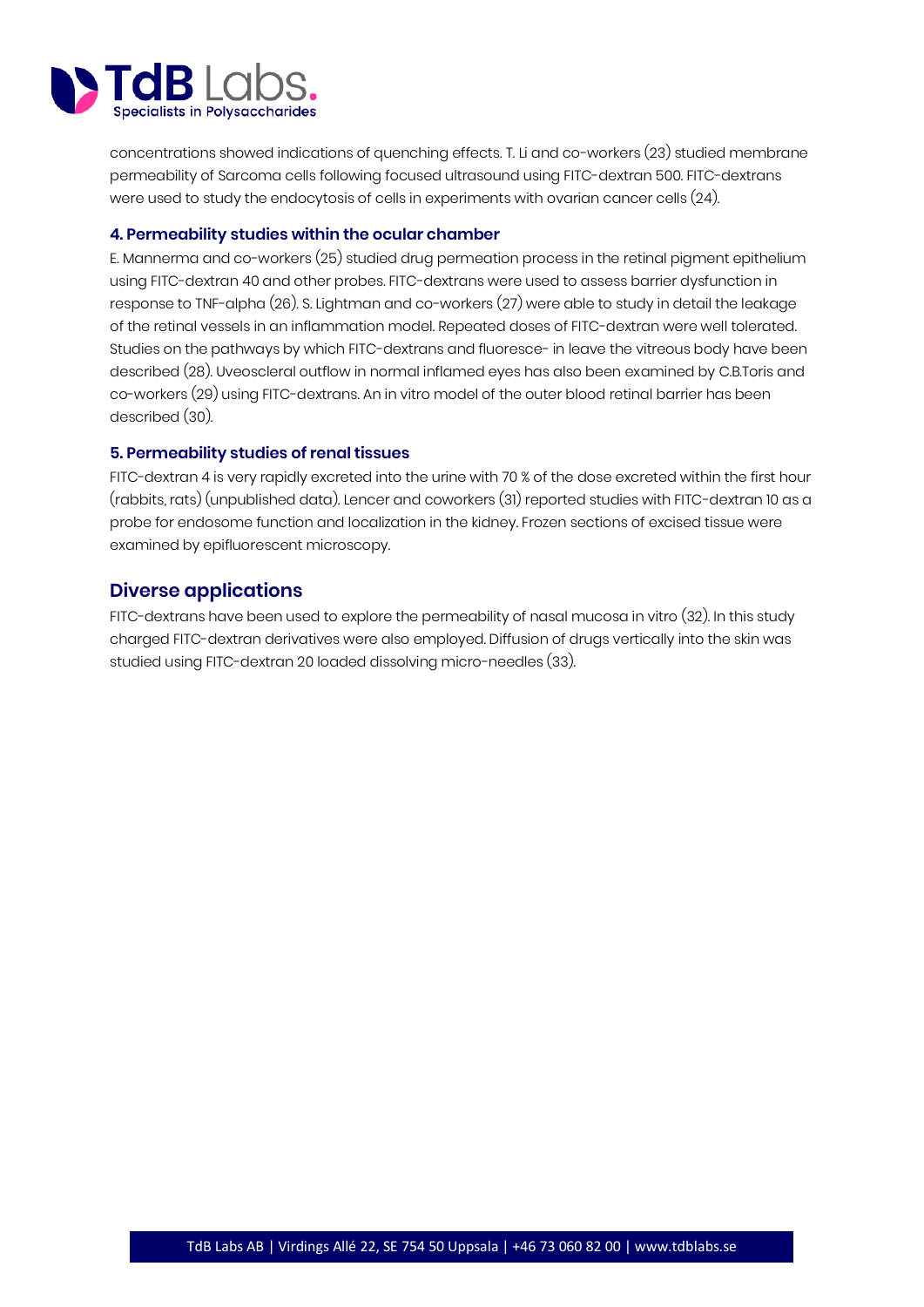concentrations showed indications of quenching effects. T. Li and co-workers (23) studied membrane permeability of Sarcoma cells following focused ultrasound using FITC-dextran 500. FITC-dextrans were used to study the endocytosis of cells in experiments with ovarian cancer cells (24).

### 4. Permeability studies within the ocular chamber

E. Mannerma and co-workers (25) studied drug permeation process in the retinal pigment epithelium using FITC-dextran 40 and other probes. FITC-dextrans were used to assess barrier dysfunction in response to TNF-alpha (26). S. Lightman and co-workers (27) were able to study in detail the leakage of the retinal vessels in an inflammation model. Repeated doses of FITC-dextran were well tolerated. Studies on the pathways by which FITC-dextrans and fluoresce- in leave the vitreous body have been described (28). Uveoscleral outflow in normal inflamed eyes has also been examined by C.B.Toris and co-workers (29) using FITC-dextrans. An in vitro model of the outer blood retinal barrier has been described (30).

### 5. Permeability studies of renal tissues

FITC-dextran 4 is very rapidly excreted into the urine with 70 % of the dose excreted within the first hour (rabbits, rats) (unpublished data). Lencer and coworkers (31) reported studies with FITC-dextran 10 as a probe for endosome function and localization in the kidney. Frozen sections of excised tissue were examined by epifluorescent microscopy.

## Diverse applications

FITC-dextrans have been used to explore the permeability of nasal mucosa in vitro (32). In this study charged FITC-dextran derivatives were also employed. Diffusion of drugs vertically into the skin was studied using FITC-dextran 20 loaded dissolving micro-needles (33).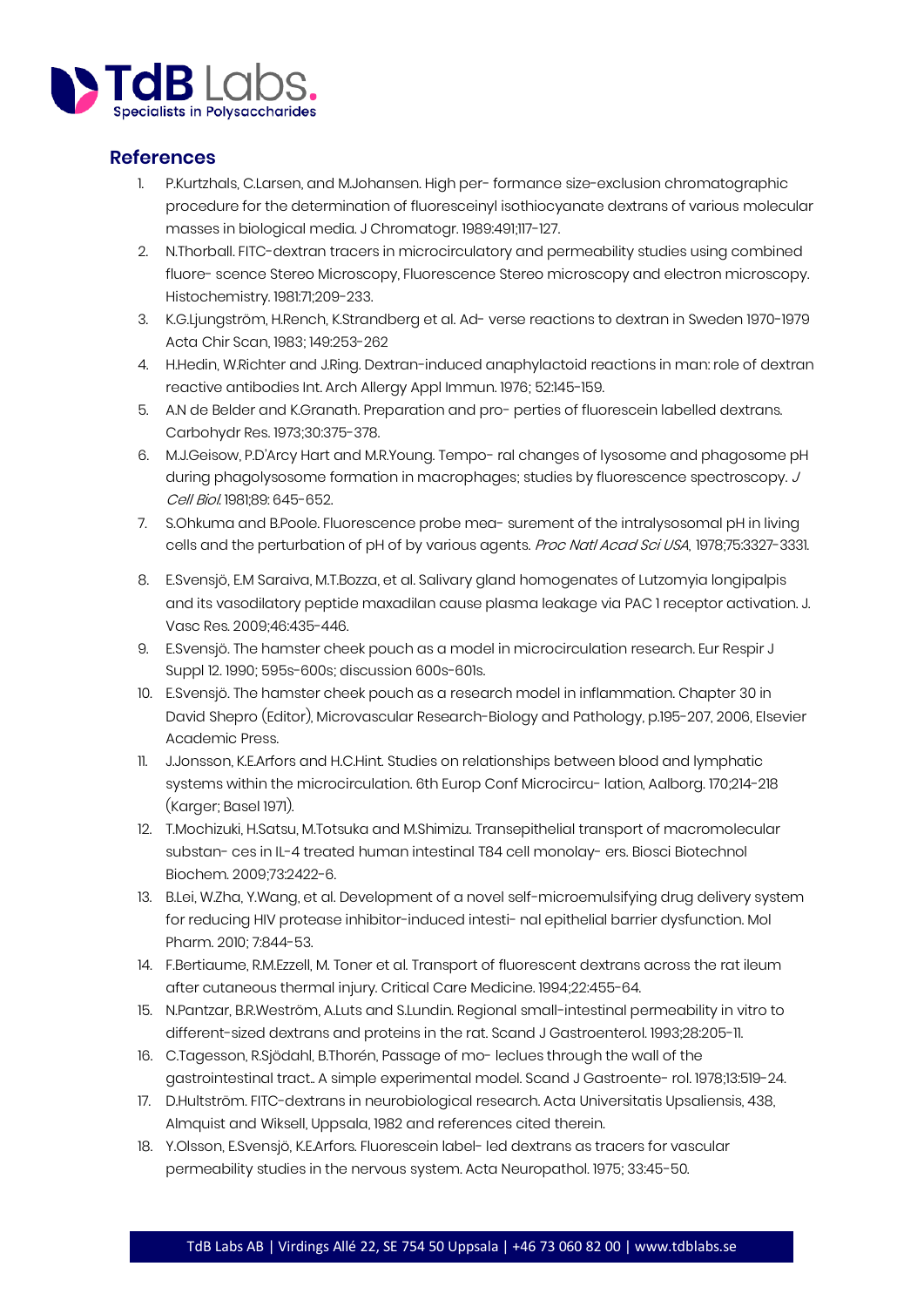## References

1. P.Kurtzhals, C.Larsen, and M.Johansen. High per- formance size-exclusion chromatographic procedure for the determination of fluoresceinyl isothiocyanate dextrans of various molecular masses in biological media. J Chromatogr. 1989:491;117-127.
2. N.Thorball. FITC-dextran tracers in microcirculatory and permeability studies using combined fluore- scence Stereo Microscopy, Fluorescence Stereo microscopy and electron microscopy. Histochemistry. 1981:71;209-233.
3. K.G.Ljungström, H.Rench, K.Strandberg et al. Ad- verse reactions to dextran in Sweden 1970-1979 Acta Chir Scan, 1983; 149:253-262
4. H.Hedin, W.Richter and J.Ring. Dextran-induced anaphylactoid reactions in man: role of dextran reactive antibodies Int. Arch Allergy Appl Immun. 1976; 52:145-159.
5. A.N de Belder and K.Granath. Preparation and pro- perties of fluorescein labelled dextrans. Carbohydr Res. 1973;30:375-378.
6. M.J.Geisow, P.D'Arcy Hart and M.R.Young. Tempo- ral changes of lysosome and phagosome pH during phagolysosome formation in macrophages; studies by fluorescence spectroscopy. *J Cell Biol.* 1981;89: 645-652.
7. S.Ohkuma and B.Poole. Fluorescence probe mea- surement of the intralysosomal pH in living cells and the perturbation of pH of by various agents. *Proc Natl Acad Sci USA*, 1978;75:3327-3331.
8. E.Svensjö, E.M Saraiva, M.T.Bozza, et al. Salivary gland homogenates of Lutzomyia longipalpis and its vasodilatory peptide maxadilan cause plasma leakage via PAC 1 receptor activation. J. Vasc Res. 2009;46:435-446.
9. E.Svensjö. The hamster cheek pouch as a model in microcirculation research. Eur Respir J Suppl 12. 1990; 595s-600s; discussion 600s-601s.
10. E.Svensjö. The hamster cheek pouch as a research model in inflammation. Chapter 30 in David Shepro (Editor), Microvascular Research-Biology and Pathology, p.195-207, 2006, Elsevier Academic Press.
11. J.Jonsson, K.E.Arfors and H.C.Hint. Studies on relationships between blood and lymphatic systems within the microcirculation. 6th Europ Conf Microcircu- lation, Aalborg. 170;214-218 (Karger; Basel 1971).
12. T.Mochizuki, H.Satsu, M.Totsuka and M.Shimizu. Transepithelial transport of macromolecular substan- ces in IL-4 treated human intestinal T84 cell monolay- ers. Biosci Biotechnol Biochem. 2009;73:2422-6.
13. B.Lei, W.Zha, Y.Wang, et al. Development of a novel self-microemulsifying drug delivery system for reducing HIV protease inhibitor-induced intesti- nal epithelial barrier dysfunction. Mol Pharm. 2010; 7:844-53.
14. F.Bertiaume, R.M.Ezzell, M. Toner et al. Transport of fluorescent dextrans across the rat ileum after cutaneous thermal injury. Critical Care Medicine. 1994;22:455-64.
15. N.Pantzar, B.R.Weström, A.Luts and S.Lundin. Regional small-intestinal permeability in vitro to different-sized dextrans and proteins in the rat. Scand J Gastroenterol. 1993;28:205-11.
16. C.Tagesson, R.Sjödahl, B.Thorén, Passage of mo- leclues through the wall of the gastrointestinal tract.. A simple experimental model. Scand J Gastroente- rol. 1978;13:519-24.
17. D.Hultström. FITC-dextrans in neurobiological research. Acta Universitatis Upsaliensis, 438, Almquist and Wiksell, Uppsala, 1982 and references cited therein.
18. Y.Olsson, E.Svensjö, K.E.Arfors. Fluorescein label- led dextrans as tracers for vascular permeability studies in the nervous system. Acta Neuropathol. 1975; 33:45-50.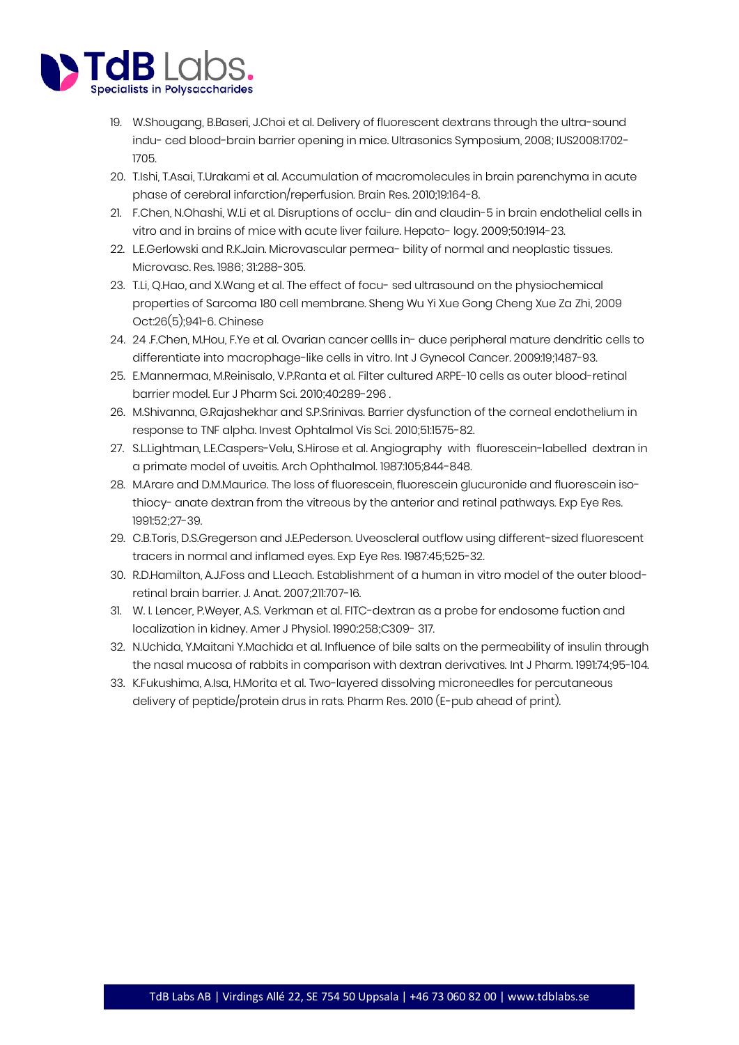19. W.Shougang, B.Baseri, J.Choi et al. Delivery of fluorescent dextrans through the ultra-sound indu- ced blood-brain barrier opening in mice. Ultrasonics Symposium, 2008; IUS2008:1702-1705.
20. T.Ishi, T.Asai, T.Urakami et al. Accumulation of macromolecules in brain parenchyma in acute phase of cerebral infarction/reperfusion. Brain Res. 2010;19:164-8.
21. F.Chen, N.Ohashi, W.Li et al. Disruptions of occlu- din and claudin-5 in brain endothelial cells in vitro and in brains of mice with acute liver failure. Hepato- logy. 2009;50:1914-23.
22. L.E.Gerlowski and R.K.Jain. Microvascular permea- bility of normal and neoplastic tissues. Microvasc. Res. 1986; 31:288-305.
23. T.Li, Q.Hao, and X.Wang et al. The effect of focu- sed ultrasound on the physiochemical properties of Sarcoma 180 cell membrane. Sheng Wu Yi Xue Gong Cheng Xue Za Zhi, 2009 Oct:26(5);941-6. Chinese
24. 24 .F.Chen, M.Hou, F.Ye et al. Ovarian cancer cellls in- duce peripheral mature dendritic cells to differentiate into macrophage-like cells in vitro. Int J Gynecol Cancer. 2009:19;1487-93.
25. E.Mannermaa, M.Reinisalo, V.P.Ranta et al. Filter cultured ARPE-10 cells as outer blood-retinal barrier model. Eur J Pharm Sci. 2010;40:289-296 .
26. M.Shivanna, G.Rajashekhar and S.P.Srinivas. Barrier dysfunction of the corneal endothelium in response to TNF alpha. Invest Ophtalmol Vis Sci. 2010;51:1575-82.
27. S.L.Lightman, L.E.Caspers-Velu, S.Hirose et al. Angiography with fluorescein-labelled dextran in a primate model of uveitis. Arch Ophthalmol. 1987:105;844-848.
28. M.Arare and D.M.Maurice. The loss of fluorescein, fluorescein glucuronide and fluorescein iso-thiocy- anate dextran from the vitreous by the anterior and retinal pathways. Exp Eye Res. 1991:52;27-39.
29. C.B.Toris, D.S.Gregerson and J.E.Pederson. Uveoscleral outflow using different-sized fluorescent tracers in normal and inflamed eyes. Exp Eye Res. 1987:45;525-32.
30. R.D.Hamilton, A.J.Foss and L.Leach. Establishment of a human in vitro model of the outer blood-retinal brain barrier. J. Anat. 2007;211:707-16.
31. W. I. Lencer, P.Weyer, A.S. Verkman et al. FITC-dextran as a probe for endosome fuction and localization in kidney. Amer J Physiol. 1990:258;C309- 317.
32. N.Uchida, Y.Maitani Y.Machida et al. Influence of bile salts on the permeability of insulin through the nasal mucosa of rabbits in comparison with dextran derivatives. Int J Pharm. 1991:74;95-104.
33. K.Fukushima, A.Isa, H.Morita et al. Two-layered dissolving microneedles for percutaneous delivery of peptide/protein drus in rats. Pharm Res. 2010 (E-pub ahead of print).